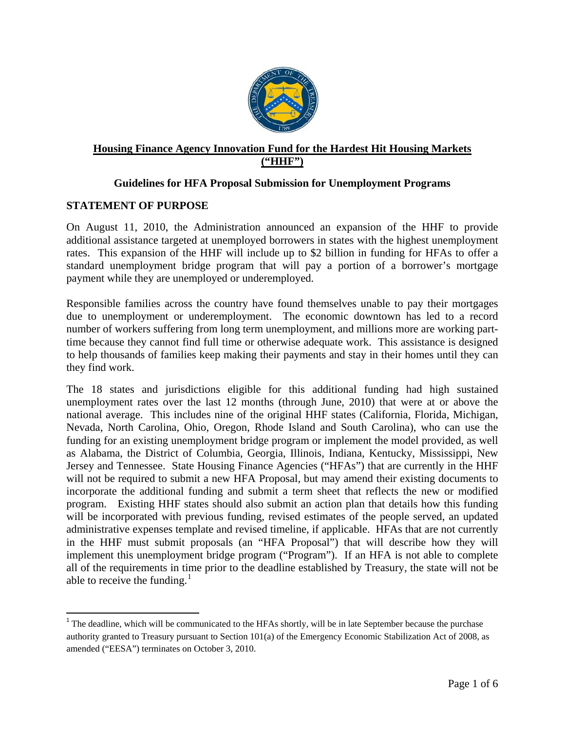# Housing Finance Agency Innovation Fund for the Hardest Hit Housing Markets ("HHF")

## Guidelines for HFA Proposal Submission for Unemployment Programs

### STATEMENT OF PURPOSE

On August 11, 2010, the Administration announced an expansion of the HHF to provide additional assistance targeted at unemployed borrowers in states with the highest unemployment rates. This expansion of the HHF will include up to $2 billion in funding for HFAs to offer a standard unemployment bridge program that will pay a portion of a borrower's mortgage payment while they are unemployed or underemployed.

Responsible families across the country have found themselves unable to pay their mortgages due to unemployment or underemployment. The economic downtown has led to a record number of workers suffering from long term unemployment, and millions more are working part-time because they cannot find full time or otherwise adequate work. This assistance is designed to help thousands of families keep making their payments and stay in their homes until they can they find work.

The 18 states and jurisdictions eligible for this additional funding had high sustained unemployment rates over the last 12 months (through June, 2010) that were at or above the national average. This includes nine of the original HHF states (California, Florida, Michigan, Nevada, North Carolina, Ohio, Oregon, Rhode Island and South Carolina), who can use the funding for an existing unemployment bridge program or implement the model provided, as well as Alabama, the District of Columbia, Georgia, Illinois, Indiana, Kentucky, Mississippi, New Jersey and Tennessee. State Housing Finance Agencies ("HFAs") that are currently in the HHF will not be required to submit a new HFA Proposal, but may amend their existing documents to incorporate the additional funding and submit a term sheet that reflects the new or modified program. Existing HHF states should also submit an action plan that details how this funding will be incorporated with previous funding, revised estimates of the people served, an updated administrative expenses template and revised timeline, if applicable. HFAs that are not currently in the HHF must submit proposals (an "HFA Proposal") that will describe how they will implement this unemployment bridge program ("Program"). If an HFA is not able to complete all of the requirements in time prior to the deadline established by Treasury, the state will not be able to receive the funding.[1]

[1] The deadline, which will be communicated to the HFAs shortly, will be in late September because the purchase authority granted to Treasury pursuant to Section 101(a) of the Emergency Economic Stabilization Act of 2008, as amended ("EESA") terminates on October 3, 2010.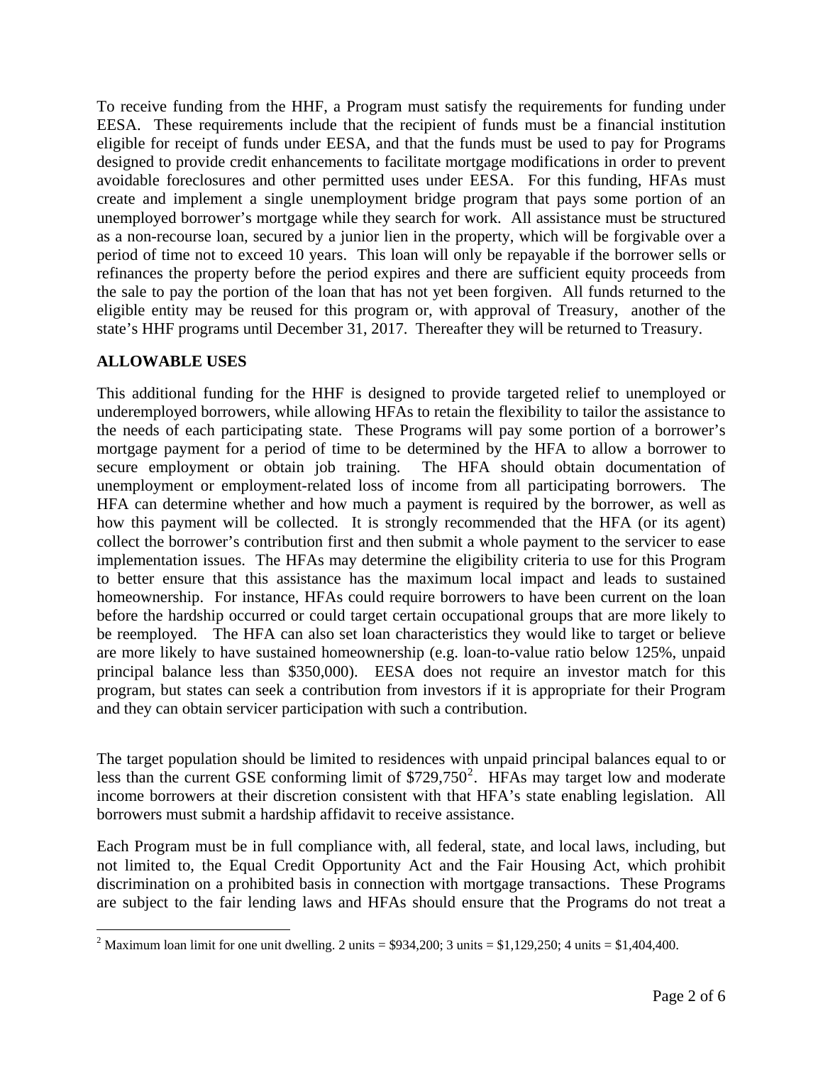To receive funding from the HHF, a Program must satisfy the requirements for funding under EESA. These requirements include that the recipient of funds must be a financial institution eligible for receipt of funds under EESA, and that the funds must be used to pay for Programs designed to provide credit enhancements to facilitate mortgage modifications in order to prevent avoidable foreclosures and other permitted uses under EESA. For this funding, HFAs must create and implement a single unemployment bridge program that pays some portion of an unemployed borrower's mortgage while they search for work. All assistance must be structured as a non-recourse loan, secured by a junior lien in the property, which will be forgivable over a period of time not to exceed 10 years. This loan will only be repayable if the borrower sells or refinances the property before the period expires and there are sufficient equity proceeds from the sale to pay the portion of the loan that has not yet been forgiven. All funds returned to the eligible entity may be reused for this program or, with approval of Treasury, another of the state's HHF programs until December 31, 2017. Thereafter they will be returned to Treasury.

## ALLOWABLE USES

This additional funding for the HHF is designed to provide targeted relief to unemployed or underemployed borrowers, while allowing HFAs to retain the flexibility to tailor the assistance to the needs of each participating state. These Programs will pay some portion of a borrower's mortgage payment for a period of time to be determined by the HFA to allow a borrower to secure employment or obtain job training. The HFA should obtain documentation of unemployment or employment-related loss of income from all participating borrowers. The HFA can determine whether and how much a payment is required by the borrower, as well as how this payment will be collected. It is strongly recommended that the HFA (or its agent) collect the borrower's contribution first and then submit a whole payment to the servicer to ease implementation issues. The HFAs may determine the eligibility criteria to use for this Program to better ensure that this assistance has the maximum local impact and leads to sustained homeownership. For instance, HFAs could require borrowers to have been current on the loan before the hardship occurred or could target certain occupational groups that are more likely to be reemployed. The HFA can also set loan characteristics they would like to target or believe are more likely to have sustained homeownership (e.g. loan-to-value ratio below 125%, unpaid principal balance less than $350,000). EESA does not require an investor match for this program, but states can seek a contribution from investors if it is appropriate for their Program and they can obtain servicer participation with such a contribution.

The target population should be limited to residences with unpaid principal balances equal to or less than the current GSE conforming limit of $729,750[2]. HFAs may target low and moderate income borrowers at their discretion consistent with that HFA's state enabling legislation. All borrowers must submit a hardship affidavit to receive assistance.

Each Program must be in full compliance with, all federal, state, and local laws, including, but not limited to, the Equal Credit Opportunity Act and the Fair Housing Act, which prohibit discrimination on a prohibited basis in connection with mortgage transactions. These Programs are subject to the fair lending laws and HFAs should ensure that the Programs do not treat a

[2] Maximum loan limit for one unit dwelling. 2 units = $934,200; 3 units = $1,129,250; 4 units = $1,404,400.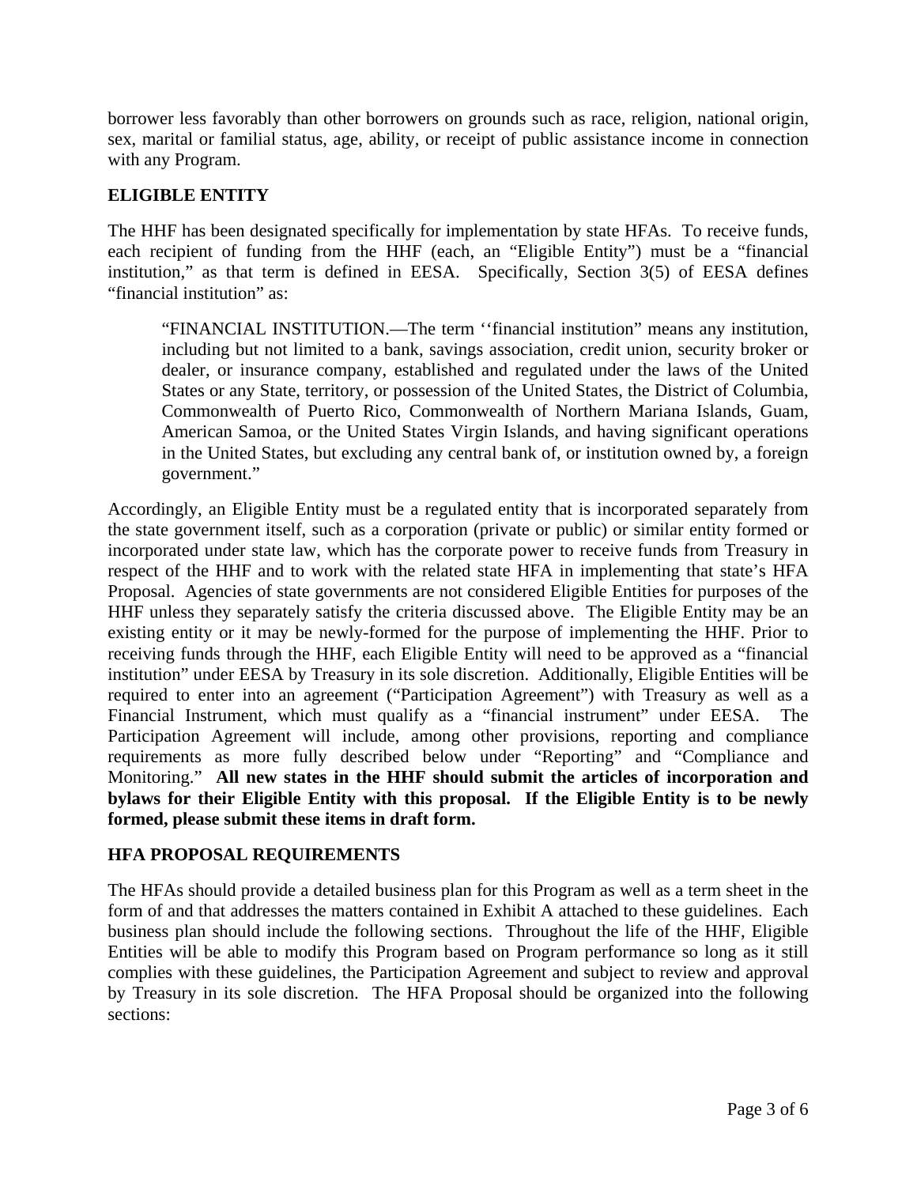borrower less favorably than other borrowers on grounds such as race, religion, national origin, sex, marital or familial status, age, ability, or receipt of public assistance income in connection with any Program.

**ELIGIBLE ENTITY**

The HHF has been designated specifically for implementation by state HFAs. To receive funds, each recipient of funding from the HHF (each, an "Eligible Entity") must be a "financial institution," as that term is defined in EESA. Specifically, Section 3(5) of EESA defines "financial institution" as:

> "FINANCIAL INSTITUTION.—The term ''financial institution" means any institution, including but not limited to a bank, savings association, credit union, security broker or dealer, or insurance company, established and regulated under the laws of the United States or any State, territory, or possession of the United States, the District of Columbia, Commonwealth of Puerto Rico, Commonwealth of Northern Mariana Islands, Guam, American Samoa, or the United States Virgin Islands, and having significant operations in the United States, but excluding any central bank of, or institution owned by, a foreign government."

Accordingly, an Eligible Entity must be a regulated entity that is incorporated separately from the state government itself, such as a corporation (private or public) or similar entity formed or incorporated under state law, which has the corporate power to receive funds from Treasury in respect of the HHF and to work with the related state HFA in implementing that state's HFA Proposal. Agencies of state governments are not considered Eligible Entities for purposes of the HHF unless they separately satisfy the criteria discussed above. The Eligible Entity may be an existing entity or it may be newly-formed for the purpose of implementing the HHF. Prior to receiving funds through the HHF, each Eligible Entity will need to be approved as a "financial institution" under EESA by Treasury in its sole discretion. Additionally, Eligible Entities will be required to enter into an agreement ("Participation Agreement") with Treasury as well as a Financial Instrument, which must qualify as a "financial instrument" under EESA. The Participation Agreement will include, among other provisions, reporting and compliance requirements as more fully described below under "Reporting" and "Compliance and Monitoring." **All new states in the HHF should submit the articles of incorporation and bylaws for their Eligible Entity with this proposal. If the Eligible Entity is to be newly formed, please submit these items in draft form.**

**HFA PROPOSAL REQUIREMENTS**

The HFAs should provide a detailed business plan for this Program as well as a term sheet in the form of and that addresses the matters contained in Exhibit A attached to these guidelines. Each business plan should include the following sections. Throughout the life of the HHF, Eligible Entities will be able to modify this Program based on Program performance so long as it still complies with these guidelines, the Participation Agreement and subject to review and approval by Treasury in its sole discretion. The HFA Proposal should be organized into the following sections: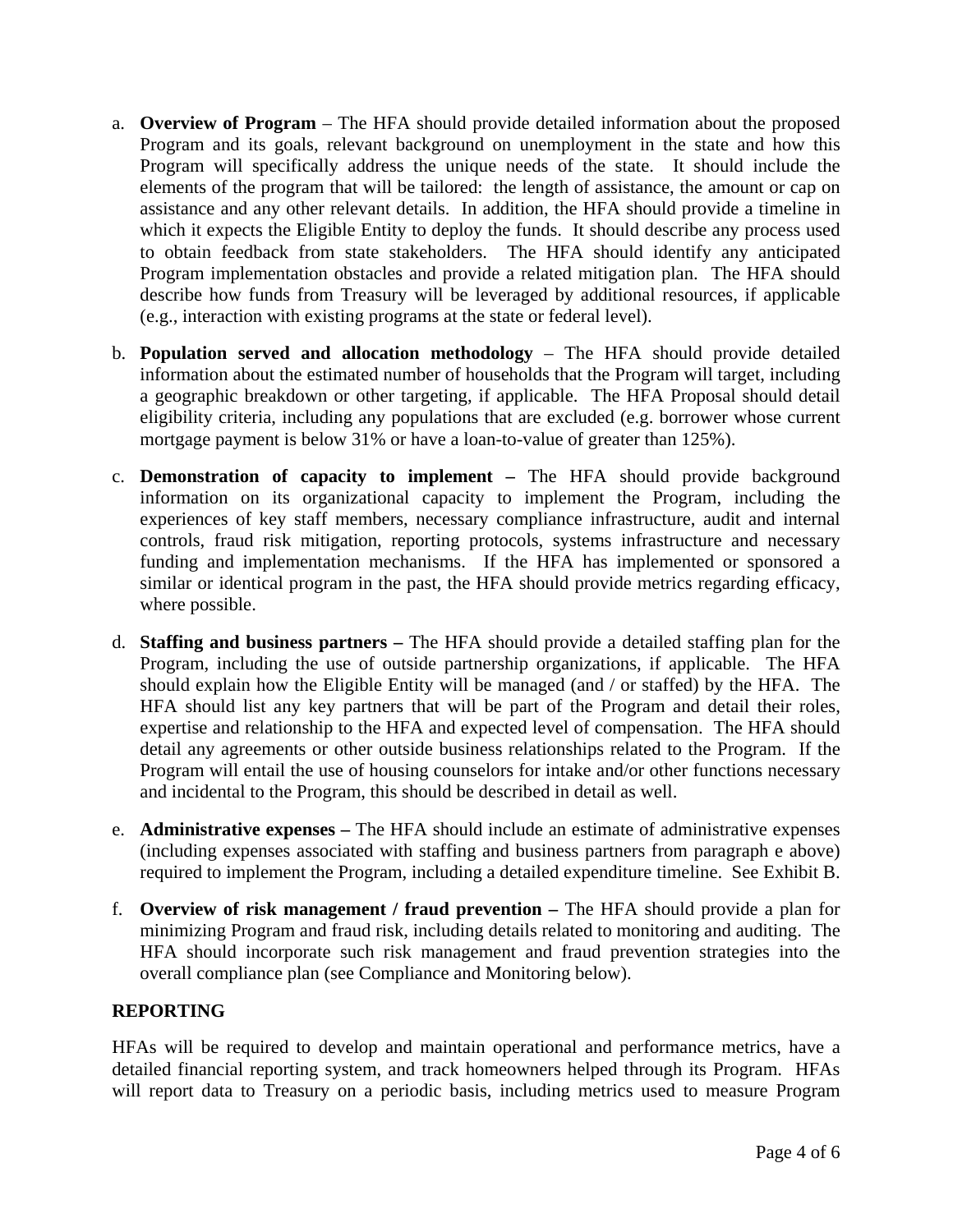a. **Overview of Program** – The HFA should provide detailed information about the proposed Program and its goals, relevant background on unemployment in the state and how this Program will specifically address the unique needs of the state. It should include the elements of the program that will be tailored: the length of assistance, the amount or cap on assistance and any other relevant details. In addition, the HFA should provide a timeline in which it expects the Eligible Entity to deploy the funds. It should describe any process used to obtain feedback from state stakeholders. The HFA should identify any anticipated Program implementation obstacles and provide a related mitigation plan. The HFA should describe how funds from Treasury will be leveraged by additional resources, if applicable (e.g., interaction with existing programs at the state or federal level).

b. **Population served and allocation methodology** – The HFA should provide detailed information about the estimated number of households that the Program will target, including a geographic breakdown or other targeting, if applicable. The HFA Proposal should detail eligibility criteria, including any populations that are excluded (e.g. borrower whose current mortgage payment is below 31% or have a loan-to-value of greater than 125%).

c. **Demonstration of capacity to implement –** The HFA should provide background information on its organizational capacity to implement the Program, including the experiences of key staff members, necessary compliance infrastructure, audit and internal controls, fraud risk mitigation, reporting protocols, systems infrastructure and necessary funding and implementation mechanisms. If the HFA has implemented or sponsored a similar or identical program in the past, the HFA should provide metrics regarding efficacy, where possible.

d. **Staffing and business partners –** The HFA should provide a detailed staffing plan for the Program, including the use of outside partnership organizations, if applicable. The HFA should explain how the Eligible Entity will be managed (and / or staffed) by the HFA. The HFA should list any key partners that will be part of the Program and detail their roles, expertise and relationship to the HFA and expected level of compensation. The HFA should detail any agreements or other outside business relationships related to the Program. If the Program will entail the use of housing counselors for intake and/or other functions necessary and incidental to the Program, this should be described in detail as well.

e. **Administrative expenses –** The HFA should include an estimate of administrative expenses (including expenses associated with staffing and business partners from paragraph e above) required to implement the Program, including a detailed expenditure timeline. See Exhibit B.

f. **Overview of risk management / fraud prevention –** The HFA should provide a plan for minimizing Program and fraud risk, including details related to monitoring and auditing. The HFA should incorporate such risk management and fraud prevention strategies into the overall compliance plan (see Compliance and Monitoring below).

## REPORTING

HFAs will be required to develop and maintain operational and performance metrics, have a detailed financial reporting system, and track homeowners helped through its Program. HFAs will report data to Treasury on a periodic basis, including metrics used to measure Program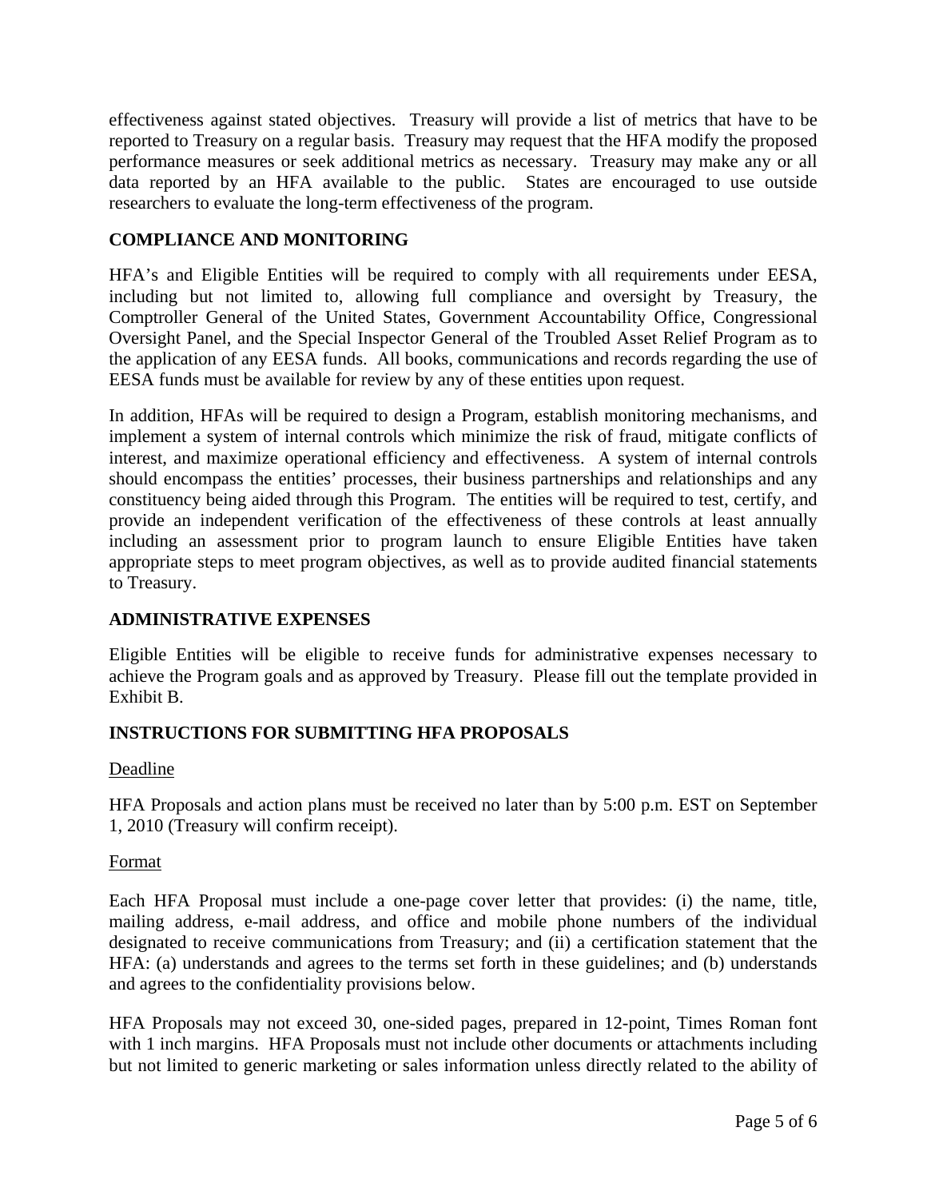effectiveness against stated objectives. Treasury will provide a list of metrics that have to be reported to Treasury on a regular basis. Treasury may request that the HFA modify the proposed performance measures or seek additional metrics as necessary. Treasury may make any or all data reported by an HFA available to the public. States are encouraged to use outside researchers to evaluate the long-term effectiveness of the program.

## COMPLIANCE AND MONITORING

HFA's and Eligible Entities will be required to comply with all requirements under EESA, including but not limited to, allowing full compliance and oversight by Treasury, the Comptroller General of the United States, Government Accountability Office, Congressional Oversight Panel, and the Special Inspector General of the Troubled Asset Relief Program as to the application of any EESA funds. All books, communications and records regarding the use of EESA funds must be available for review by any of these entities upon request.

In addition, HFAs will be required to design a Program, establish monitoring mechanisms, and implement a system of internal controls which minimize the risk of fraud, mitigate conflicts of interest, and maximize operational efficiency and effectiveness. A system of internal controls should encompass the entities' processes, their business partnerships and relationships and any constituency being aided through this Program. The entities will be required to test, certify, and provide an independent verification of the effectiveness of these controls at least annually including an assessment prior to program launch to ensure Eligible Entities have taken appropriate steps to meet program objectives, as well as to provide audited financial statements to Treasury.

## ADMINISTRATIVE EXPENSES

Eligible Entities will be eligible to receive funds for administrative expenses necessary to achieve the Program goals and as approved by Treasury. Please fill out the template provided in Exhibit B.

## INSTRUCTIONS FOR SUBMITTING HFA PROPOSALS

Deadline

HFA Proposals and action plans must be received no later than by 5:00 p.m. EST on September 1, 2010 (Treasury will confirm receipt).

Format

Each HFA Proposal must include a one-page cover letter that provides: (i) the name, title, mailing address, e-mail address, and office and mobile phone numbers of the individual designated to receive communications from Treasury; and (ii) a certification statement that the HFA: (a) understands and agrees to the terms set forth in these guidelines; and (b) understands and agrees to the confidentiality provisions below.

HFA Proposals may not exceed 30, one-sided pages, prepared in 12-point, Times Roman font with 1 inch margins. HFA Proposals must not include other documents or attachments including but not limited to generic marketing or sales information unless directly related to the ability of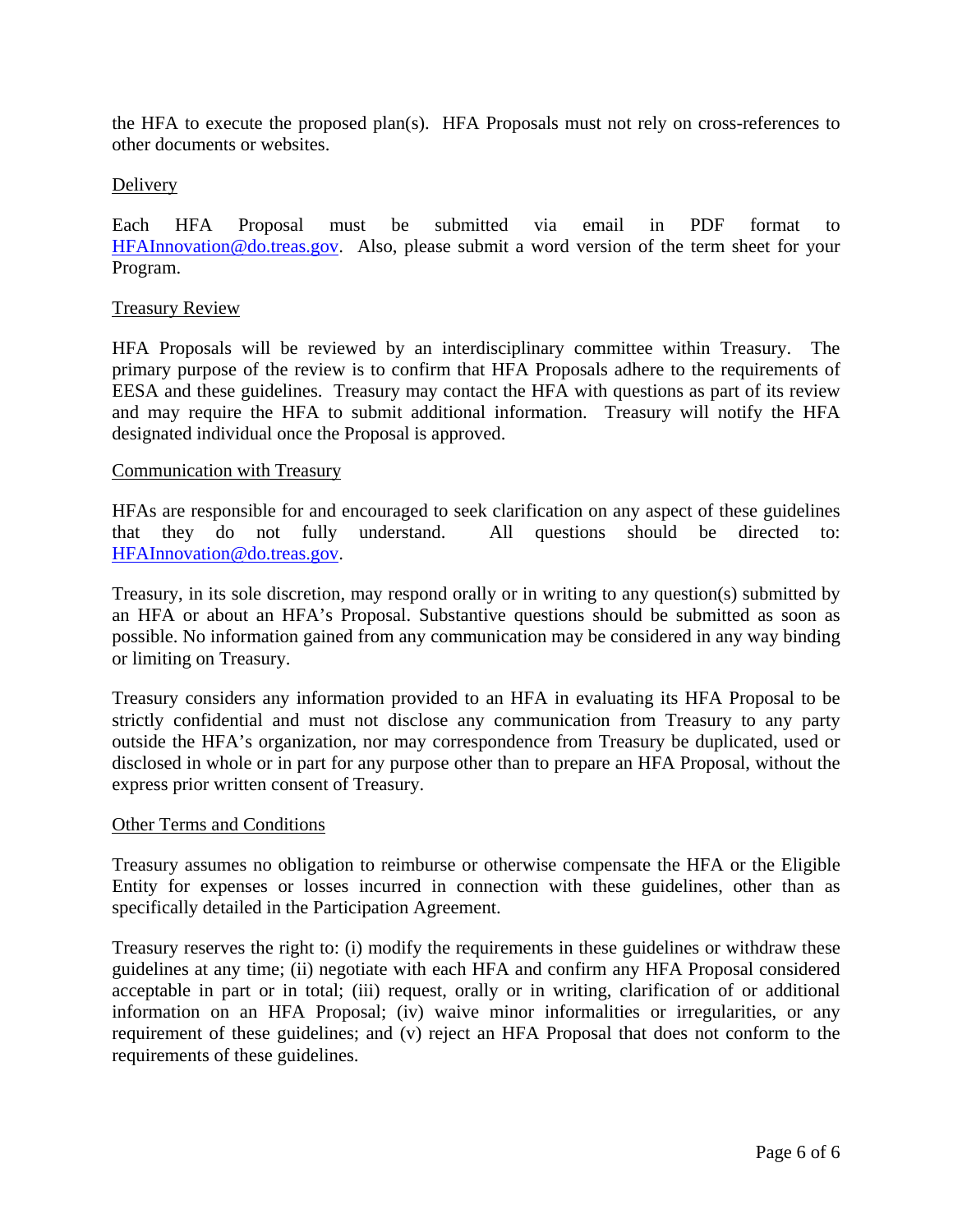the HFA to execute the proposed plan(s). HFA Proposals must not rely on cross-references to other documents or websites.

Delivery

Each HFA Proposal must be submitted via email in PDF format to HFAInnovation@do.treas.gov. Also, please submit a word version of the term sheet for your Program.

Treasury Review

HFA Proposals will be reviewed by an interdisciplinary committee within Treasury. The primary purpose of the review is to confirm that HFA Proposals adhere to the requirements of EESA and these guidelines. Treasury may contact the HFA with questions as part of its review and may require the HFA to submit additional information. Treasury will notify the HFA designated individual once the Proposal is approved.

Communication with Treasury

HFAs are responsible for and encouraged to seek clarification on any aspect of these guidelines that they do not fully understand. All questions should be directed to: HFAInnovation@do.treas.gov.

Treasury, in its sole discretion, may respond orally or in writing to any question(s) submitted by an HFA or about an HFA's Proposal. Substantive questions should be submitted as soon as possible. No information gained from any communication may be considered in any way binding or limiting on Treasury.

Treasury considers any information provided to an HFA in evaluating its HFA Proposal to be strictly confidential and must not disclose any communication from Treasury to any party outside the HFA's organization, nor may correspondence from Treasury be duplicated, used or disclosed in whole or in part for any purpose other than to prepare an HFA Proposal, without the express prior written consent of Treasury.

Other Terms and Conditions

Treasury assumes no obligation to reimburse or otherwise compensate the HFA or the Eligible Entity for expenses or losses incurred in connection with these guidelines, other than as specifically detailed in the Participation Agreement.

Treasury reserves the right to: (i) modify the requirements in these guidelines or withdraw these guidelines at any time; (ii) negotiate with each HFA and confirm any HFA Proposal considered acceptable in part or in total; (iii) request, orally or in writing, clarification of or additional information on an HFA Proposal; (iv) waive minor informalities or irregularities, or any requirement of these guidelines; and (v) reject an HFA Proposal that does not conform to the requirements of these guidelines.